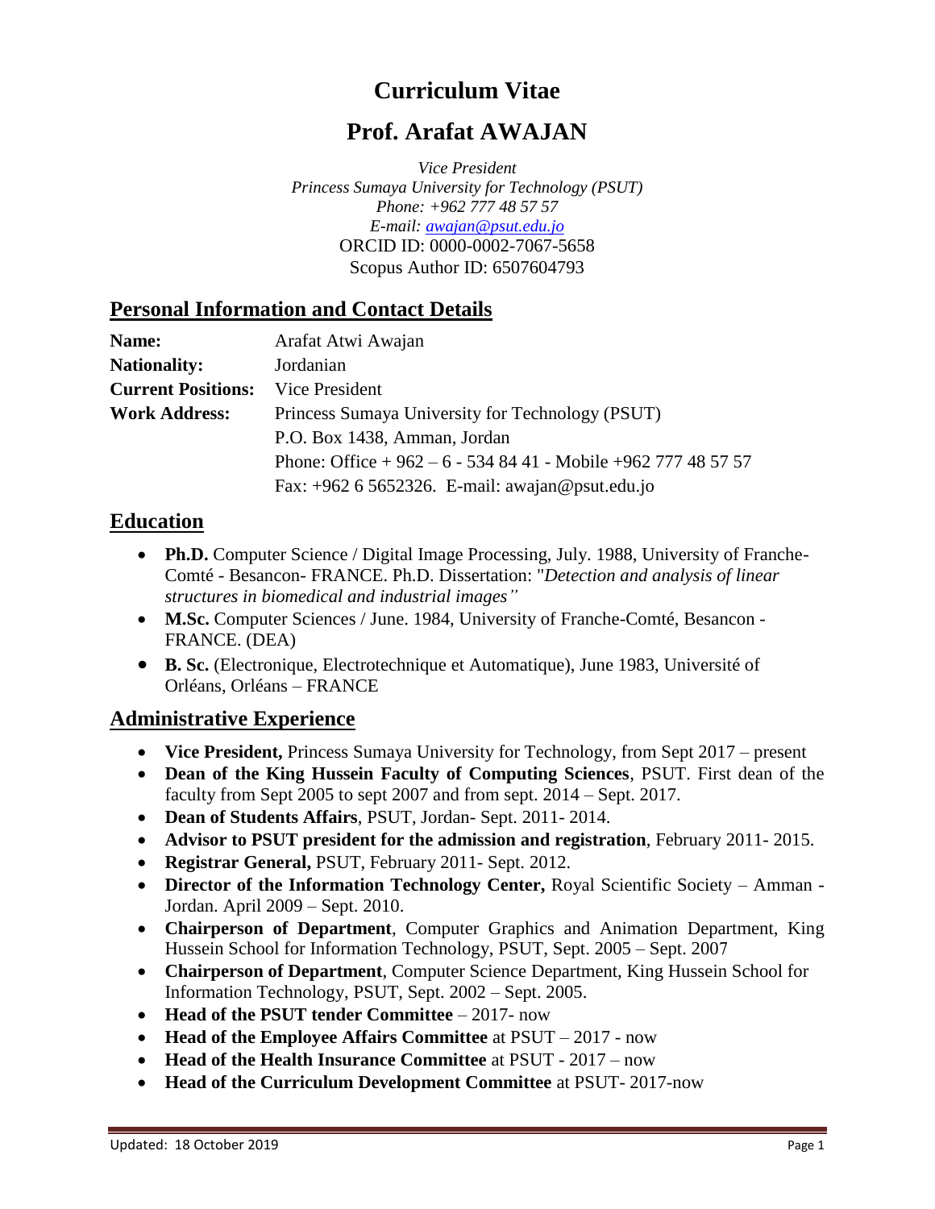# Curriculum Vitae

# Prof. Arafat AWAJAN

*Vice President*
*Princess Sumaya University for Technology (PSUT)*
*Phone: +962 777 48 57 57*
*E-mail: [awajan@psut.edu.jo](mailto:awajan@psut.edu.jo)*
ORCID ID: 0000-0002-7067-5658
Scopus Author ID: 6507604793

## Personal Information and Contact Details

| | |
|---|---|
| **Name:** | Arafat Atwi Awajan |
| **Nationality:** | Jordanian |
| **Current Positions:** | Vice President |
| **Work Address:** | Princess Sumaya University for Technology (PSUT) |
| | P.O. Box 1438, Amman, Jordan |
| | Phone: Office + 962 – 6 - 534 84 41 - Mobile +962 777 48 57 57 |
| | Fax: +962 6 5652326. E-mail: awajan@psut.edu.jo |

## Education

- **Ph.D.** Computer Science / Digital Image Processing, July. 1988, University of Franche-Comté - Besancon- FRANCE. Ph.D. Dissertation: "*Detection and analysis of linear structures in biomedical and industrial images"*
- **M.Sc.** Computer Sciences / June. 1984, University of Franche-Comté, Besancon - FRANCE. (DEA)
- **B. Sc.** (Electronique, Electrotechnique et Automatique), June 1983, Université of Orléans, Orléans – FRANCE

## Administrative Experience

- **Vice President,** Princess Sumaya University for Technology, from Sept 2017 – present
- **Dean of the King Hussein Faculty of Computing Sciences**, PSUT. First dean of the faculty from Sept 2005 to sept 2007 and from sept. 2014 – Sept. 2017.
- **Dean of Students Affairs**, PSUT, Jordan- Sept. 2011- 2014.
- **Advisor to PSUT president for the admission and registration**, February 2011- 2015.
- **Registrar General,** PSUT, February 2011- Sept. 2012.
- **Director of the Information Technology Center,** Royal Scientific Society – Amman - Jordan. April 2009 – Sept. 2010.
- **Chairperson of Department**, Computer Graphics and Animation Department, King Hussein School for Information Technology, PSUT, Sept. 2005 – Sept. 2007
- **Chairperson of Department**, Computer Science Department, King Hussein School for Information Technology, PSUT, Sept. 2002 – Sept. 2005.
- **Head of the PSUT tender Committee** – 2017- now
- **Head of the Employee Affairs Committee** at PSUT – 2017 - now
- **Head of the Health Insurance Committee** at PSUT - 2017 – now
- **Head of the Curriculum Development Committee** at PSUT- 2017-now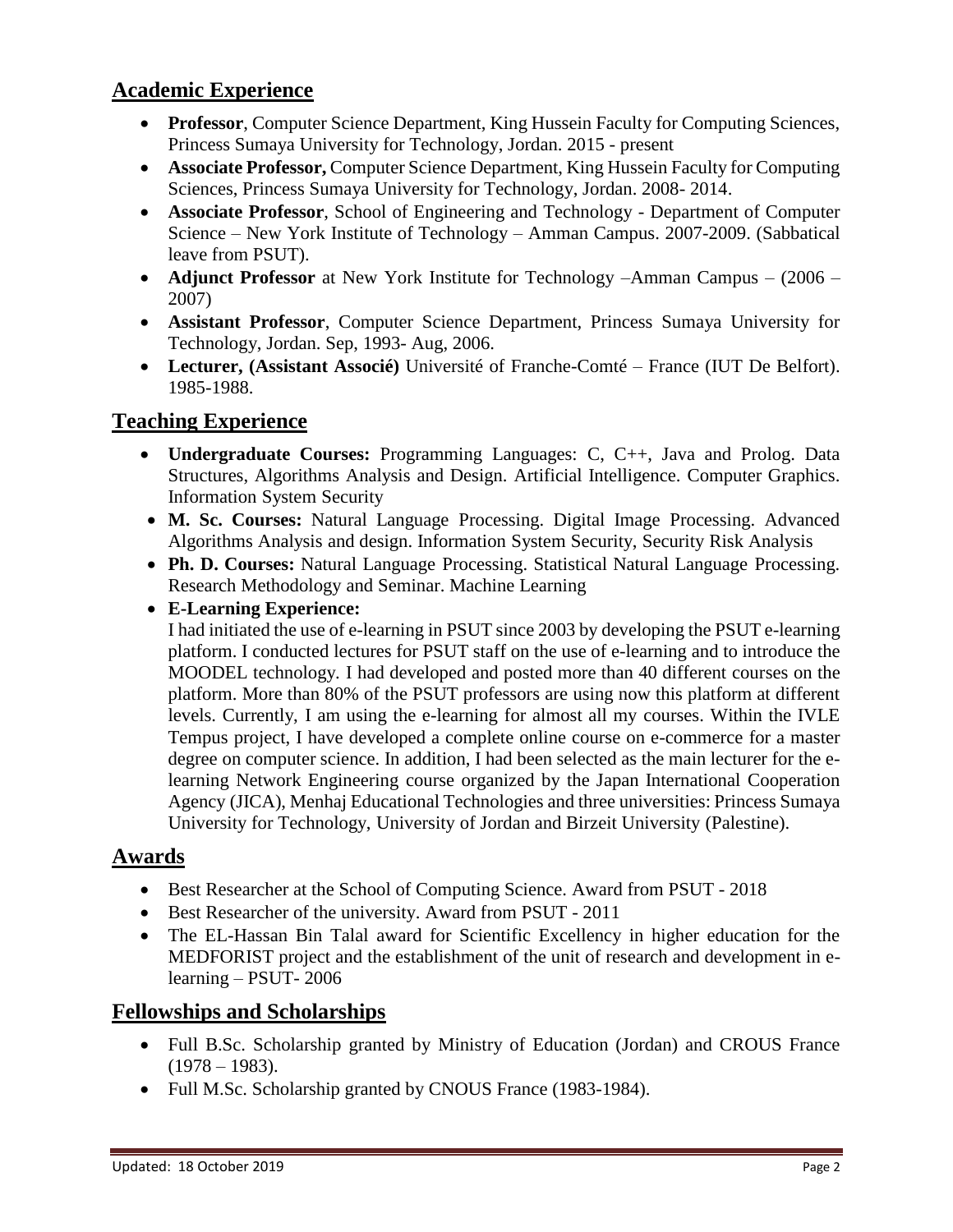## Academic Experience

- **Professor**, Computer Science Department, King Hussein Faculty for Computing Sciences, Princess Sumaya University for Technology, Jordan. 2015 - present
- **Associate Professor,** Computer Science Department, King Hussein Faculty for Computing Sciences, Princess Sumaya University for Technology, Jordan. 2008- 2014.
- **Associate Professor**, School of Engineering and Technology - Department of Computer Science – New York Institute of Technology – Amman Campus. 2007-2009. (Sabbatical leave from PSUT).
- **Adjunct Professor** at New York Institute for Technology –Amman Campus – (2006 – 2007)
- **Assistant Professor**, Computer Science Department, Princess Sumaya University for Technology, Jordan. Sep, 1993- Aug, 2006.
- **Lecturer, (Assistant Associé)** Université of Franche-Comté – France (IUT De Belfort). 1985-1988.

## Teaching Experience

- **Undergraduate Courses:** Programming Languages: C, C++, Java and Prolog. Data Structures, Algorithms Analysis and Design. Artificial Intelligence. Computer Graphics. Information System Security
- **M. Sc. Courses:** Natural Language Processing. Digital Image Processing. Advanced Algorithms Analysis and design. Information System Security, Security Risk Analysis
- **Ph. D. Courses:** Natural Language Processing. Statistical Natural Language Processing. Research Methodology and Seminar. Machine Learning
- **E-Learning Experience:**
  I had initiated the use of e-learning in PSUT since 2003 by developing the PSUT e-learning platform. I conducted lectures for PSUT staff on the use of e-learning and to introduce the MOODEL technology. I had developed and posted more than 40 different courses on the platform. More than 80% of the PSUT professors are using now this platform at different levels. Currently, I am using the e-learning for almost all my courses. Within the IVLE Tempus project, I have developed a complete online course on e-commerce for a master degree on computer science. In addition, I had been selected as the main lecturer for the e-learning Network Engineering course organized by the Japan International Cooperation Agency (JICA), Menhaj Educational Technologies and three universities: Princess Sumaya University for Technology, University of Jordan and Birzeit University (Palestine).

## Awards

- Best Researcher at the School of Computing Science. Award from PSUT - 2018
- Best Researcher of the university. Award from PSUT - 2011
- The EL-Hassan Bin Talal award for Scientific Excellency in higher education for the MEDFORIST project and the establishment of the unit of research and development in e-learning – PSUT- 2006

## Fellowships and Scholarships

- Full B.Sc. Scholarship granted by Ministry of Education (Jordan) and CROUS France (1978 – 1983).
- Full M.Sc. Scholarship granted by CNOUS France (1983-1984).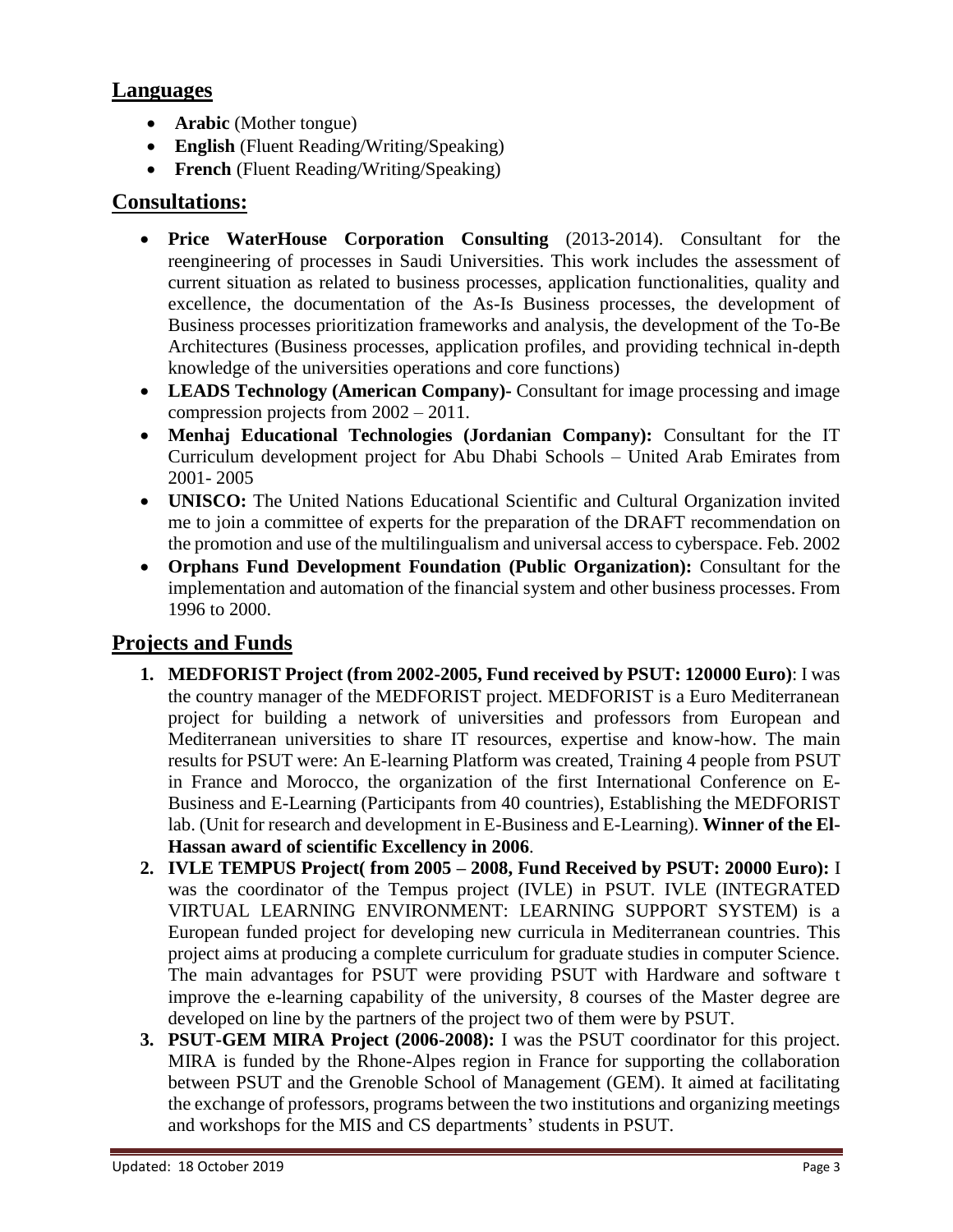## Languages

- **Arabic** (Mother tongue)
- **English** (Fluent Reading/Writing/Speaking)
- **French** (Fluent Reading/Writing/Speaking)

## Consultations:

- **Price WaterHouse Corporation Consulting** (2013-2014). Consultant for the reengineering of processes in Saudi Universities. This work includes the assessment of current situation as related to business processes, application functionalities, quality and excellence, the documentation of the As-Is Business processes, the development of Business processes prioritization frameworks and analysis, the development of the To-Be Architectures (Business processes, application profiles, and providing technical in-depth knowledge of the universities operations and core functions)
- **LEADS Technology (American Company)-** Consultant for image processing and image compression projects from 2002 – 2011.
- **Menhaj Educational Technologies (Jordanian Company):** Consultant for the IT Curriculum development project for Abu Dhabi Schools – United Arab Emirates from 2001- 2005
- **UNISCO:** The United Nations Educational Scientific and Cultural Organization invited me to join a committee of experts for the preparation of the DRAFT recommendation on the promotion and use of the multilingualism and universal access to cyberspace. Feb. 2002
- **Orphans Fund Development Foundation (Public Organization):** Consultant for the implementation and automation of the financial system and other business processes. From 1996 to 2000.

## Projects and Funds

1. **MEDFORIST Project (from 2002-2005, Fund received by PSUT: 120000 Euro)**: I was the country manager of the MEDFORIST project. MEDFORIST is a Euro Mediterranean project for building a network of universities and professors from European and Mediterranean universities to share IT resources, expertise and know-how. The main results for PSUT were: An E-learning Platform was created, Training 4 people from PSUT in France and Morocco, the organization of the first International Conference on E-Business and E-Learning (Participants from 40 countries), Establishing the MEDFORIST lab. (Unit for research and development in E-Business and E-Learning). **Winner of the El-Hassan award of scientific Excellency in 2006**.
2. **IVLE TEMPUS Project( from 2005 – 2008, Fund Received by PSUT: 20000 Euro):** I was the coordinator of the Tempus project (IVLE) in PSUT. IVLE (INTEGRATED VIRTUAL LEARNING ENVIRONMENT: LEARNING SUPPORT SYSTEM) is a European funded project for developing new curricula in Mediterranean countries. This project aims at producing a complete curriculum for graduate studies in computer Science. The main advantages for PSUT were providing PSUT with Hardware and software t improve the e-learning capability of the university, 8 courses of the Master degree are developed on line by the partners of the project two of them were by PSUT.
3. **PSUT-GEM MIRA Project (2006-2008):** I was the PSUT coordinator for this project. MIRA is funded by the Rhone-Alpes region in France for supporting the collaboration between PSUT and the Grenoble School of Management (GEM). It aimed at facilitating the exchange of professors, programs between the two institutions and organizing meetings and workshops for the MIS and CS departments' students in PSUT.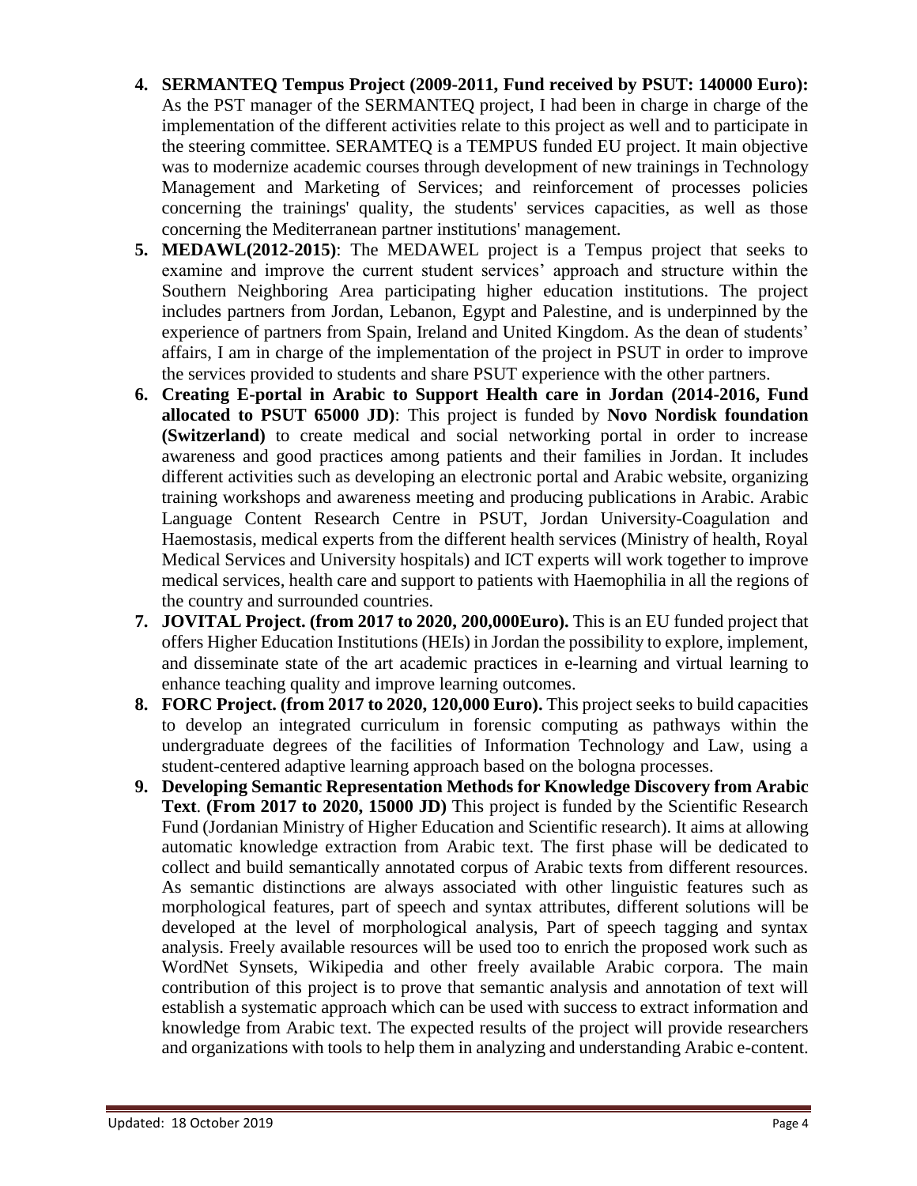4. **SERMANTEQ Tempus Project (2009-2011, Fund received by PSUT: 140000 Euro):** As the PST manager of the SERMANTEQ project, I had been in charge in charge of the implementation of the different activities relate to this project as well and to participate in the steering committee. SERAMTEQ is a TEMPUS funded EU project. It main objective was to modernize academic courses through development of new trainings in Technology Management and Marketing of Services; and reinforcement of processes policies concerning the trainings' quality, the students' services capacities, as well as those concerning the Mediterranean partner institutions' management.
5. **MEDAWL(2012-2015)**: The MEDAWEL project is a Tempus project that seeks to examine and improve the current student services' approach and structure within the Southern Neighboring Area participating higher education institutions. The project includes partners from Jordan, Lebanon, Egypt and Palestine, and is underpinned by the experience of partners from Spain, Ireland and United Kingdom. As the dean of students' affairs, I am in charge of the implementation of the project in PSUT in order to improve the services provided to students and share PSUT experience with the other partners.
6. **Creating E-portal in Arabic to Support Health care in Jordan (2014-2016, Fund allocated to PSUT 65000 JD)**: This project is funded by **Novo Nordisk foundation (Switzerland)** to create medical and social networking portal in order to increase awareness and good practices among patients and their families in Jordan. It includes different activities such as developing an electronic portal and Arabic website, organizing training workshops and awareness meeting and producing publications in Arabic. Arabic Language Content Research Centre in PSUT, Jordan University-Coagulation and Haemostasis, medical experts from the different health services (Ministry of health, Royal Medical Services and University hospitals) and ICT experts will work together to improve medical services, health care and support to patients with Haemophilia in all the regions of the country and surrounded countries.
7. **JOVITAL Project. (from 2017 to 2020, 200,000Euro).** This is an EU funded project that offers Higher Education Institutions (HEIs) in Jordan the possibility to explore, implement, and disseminate state of the art academic practices in e-learning and virtual learning to enhance teaching quality and improve learning outcomes.
8. **FORC Project. (from 2017 to 2020, 120,000 Euro).** This project seeks to build capacities to develop an integrated curriculum in forensic computing as pathways within the undergraduate degrees of the facilities of Information Technology and Law, using a student-centered adaptive learning approach based on the bologna processes.
9. **Developing Semantic Representation Methods for Knowledge Discovery from Arabic Text**. **(From 2017 to 2020, 15000 JD)** This project is funded by the Scientific Research Fund (Jordanian Ministry of Higher Education and Scientific research). It aims at allowing automatic knowledge extraction from Arabic text. The first phase will be dedicated to collect and build semantically annotated corpus of Arabic texts from different resources. As semantic distinctions are always associated with other linguistic features such as morphological features, part of speech and syntax attributes, different solutions will be developed at the level of morphological analysis, Part of speech tagging and syntax analysis. Freely available resources will be used too to enrich the proposed work such as WordNet Synsets, Wikipedia and other freely available Arabic corpora. The main contribution of this project is to prove that semantic analysis and annotation of text will establish a systematic approach which can be used with success to extract information and knowledge from Arabic text. The expected results of the project will provide researchers and organizations with tools to help them in analyzing and understanding Arabic e-content.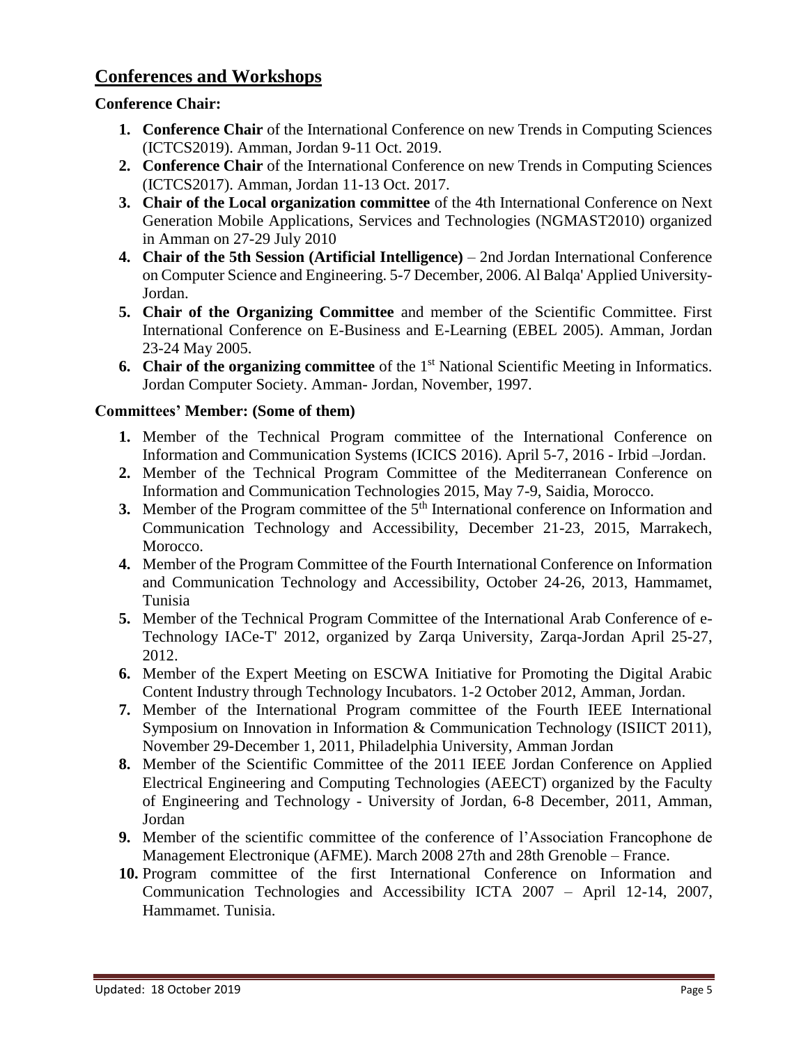## Conferences and Workshops

**Conference Chair:**

1. **Conference Chair** of the International Conference on new Trends in Computing Sciences (ICTCS2019). Amman, Jordan 9-11 Oct. 2019.
2. **Conference Chair** of the International Conference on new Trends in Computing Sciences (ICTCS2017). Amman, Jordan 11-13 Oct. 2017.
3. **Chair of the Local organization committee** of the 4th International Conference on Next Generation Mobile Applications, Services and Technologies (NGMAST2010) organized in Amman on 27-29 July 2010
4. **Chair of the 5th Session (Artificial Intelligence)** – 2nd Jordan International Conference on Computer Science and Engineering. 5-7 December, 2006. Al Balqa' Applied University- Jordan.
5. **Chair of the Organizing Committee** and member of the Scientific Committee. First International Conference on E-Business and E-Learning (EBEL 2005). Amman, Jordan 23-24 May 2005.
6. **Chair of the organizing committee** of the 1st National Scientific Meeting in Informatics. Jordan Computer Society. Amman- Jordan, November, 1997.

**Committees' Member: (Some of them)**

1. Member of the Technical Program committee of the International Conference on Information and Communication Systems (ICICS 2016). April 5-7, 2016 - Irbid –Jordan.
2. Member of the Technical Program Committee of the Mediterranean Conference on Information and Communication Technologies 2015, May 7-9, Saidia, Morocco.
3. Member of the Program committee of the 5th International conference on Information and Communication Technology and Accessibility, December 21-23, 2015, Marrakech, Morocco.
4. Member of the Program Committee of the Fourth International Conference on Information and Communication Technology and Accessibility, October 24-26, 2013, Hammamet, Tunisia
5. Member of the Technical Program Committee of the International Arab Conference of e-Technology IACe-T' 2012, organized by Zarqa University, Zarqa-Jordan April 25-27, 2012.
6. Member of the Expert Meeting on ESCWA Initiative for Promoting the Digital Arabic Content Industry through Technology Incubators. 1-2 October 2012, Amman, Jordan.
7. Member of the International Program committee of the Fourth IEEE International Symposium on Innovation in Information & Communication Technology (ISIICT 2011), November 29-December 1, 2011, Philadelphia University, Amman Jordan
8. Member of the Scientific Committee of the 2011 IEEE Jordan Conference on Applied Electrical Engineering and Computing Technologies (AEECT) organized by the Faculty of Engineering and Technology - University of Jordan, 6-8 December, 2011, Amman, Jordan
9. Member of the scientific committee of the conference of l'Association Francophone de Management Electronique (AFME). March 2008 27th and 28th Grenoble – France.
10. Program committee of the first International Conference on Information and Communication Technologies and Accessibility ICTA 2007 – April 12-14, 2007, Hammamet. Tunisia.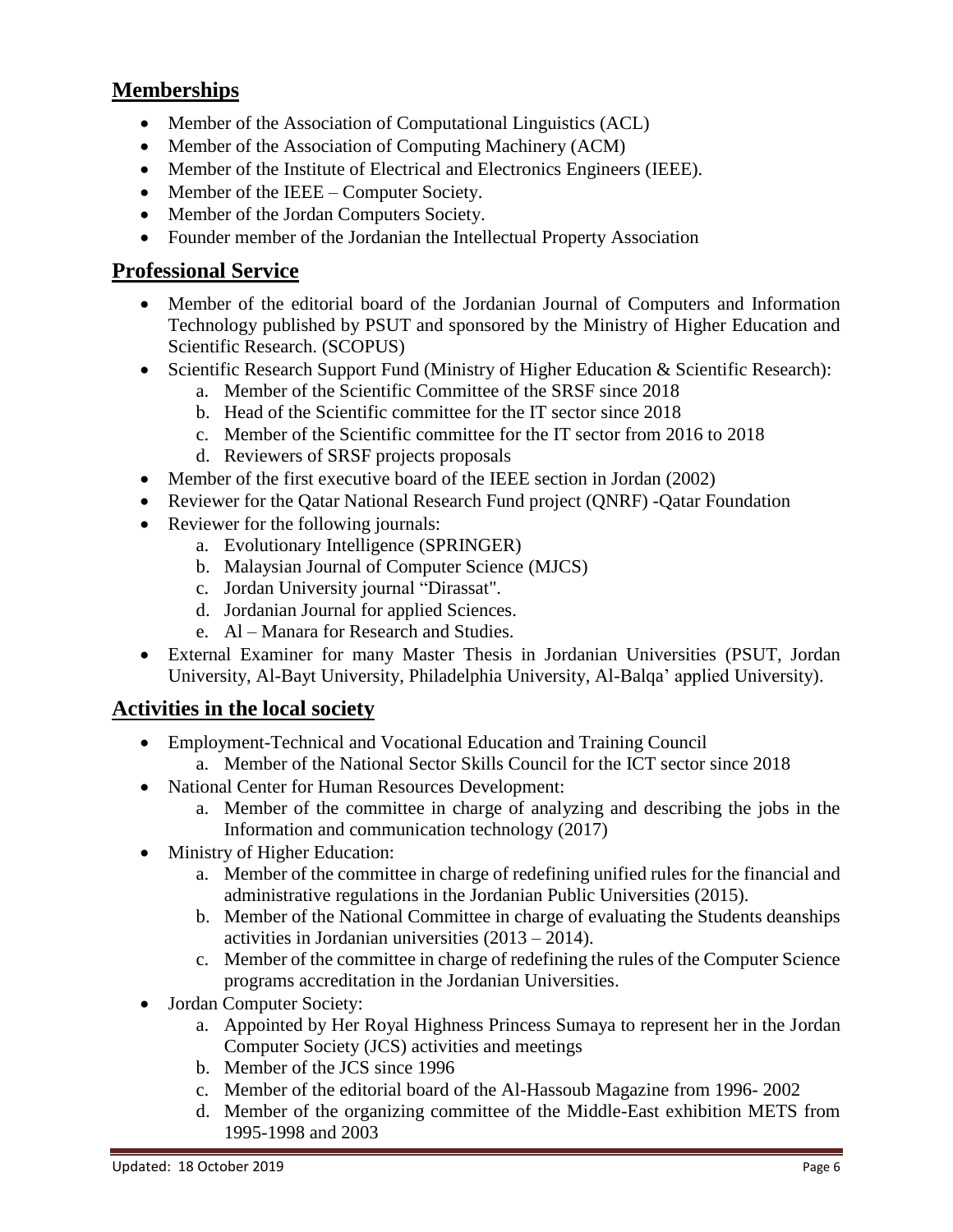## Memberships

- Member of the Association of Computational Linguistics (ACL)
- Member of the Association of Computing Machinery (ACM)
- Member of the Institute of Electrical and Electronics Engineers (IEEE).
- Member of the IEEE – Computer Society.
- Member of the Jordan Computers Society.
- Founder member of the Jordanian the Intellectual Property Association

## Professional Service

- Member of the editorial board of the Jordanian Journal of Computers and Information Technology published by PSUT and sponsored by the Ministry of Higher Education and Scientific Research. (SCOPUS)
- Scientific Research Support Fund (Ministry of Higher Education & Scientific Research):
  a. Member of the Scientific Committee of the SRSF since 2018
  b. Head of the Scientific committee for the IT sector since 2018
  c. Member of the Scientific committee for the IT sector from 2016 to 2018
  d. Reviewers of SRSF projects proposals
- Member of the first executive board of the IEEE section in Jordan (2002)
- Reviewer for the Qatar National Research Fund project (QNRF) -Qatar Foundation
- Reviewer for the following journals:
  a. Evolutionary Intelligence (SPRINGER)
  b. Malaysian Journal of Computer Science (MJCS)
  c. Jordan University journal "Dirassat".
  d. Jordanian Journal for applied Sciences.
  e. Al – Manara for Research and Studies.
- External Examiner for many Master Thesis in Jordanian Universities (PSUT, Jordan University, Al-Bayt University, Philadelphia University, Al-Balqa' applied University).

## Activities in the local society

- Employment-Technical and Vocational Education and Training Council
  a. Member of the National Sector Skills Council for the ICT sector since 2018
- National Center for Human Resources Development:
  a. Member of the committee in charge of analyzing and describing the jobs in the Information and communication technology (2017)
- Ministry of Higher Education:
  a. Member of the committee in charge of redefining unified rules for the financial and administrative regulations in the Jordanian Public Universities (2015).
  b. Member of the National Committee in charge of evaluating the Students deanships activities in Jordanian universities (2013 – 2014).
  c. Member of the committee in charge of redefining the rules of the Computer Science programs accreditation in the Jordanian Universities.
- Jordan Computer Society:
  a. Appointed by Her Royal Highness Princess Sumaya to represent her in the Jordan Computer Society (JCS) activities and meetings
  b. Member of the JCS since 1996
  c. Member of the editorial board of the Al-Hassoub Magazine from 1996- 2002
  d. Member of the organizing committee of the Middle-East exhibition METS from 1995-1998 and 2003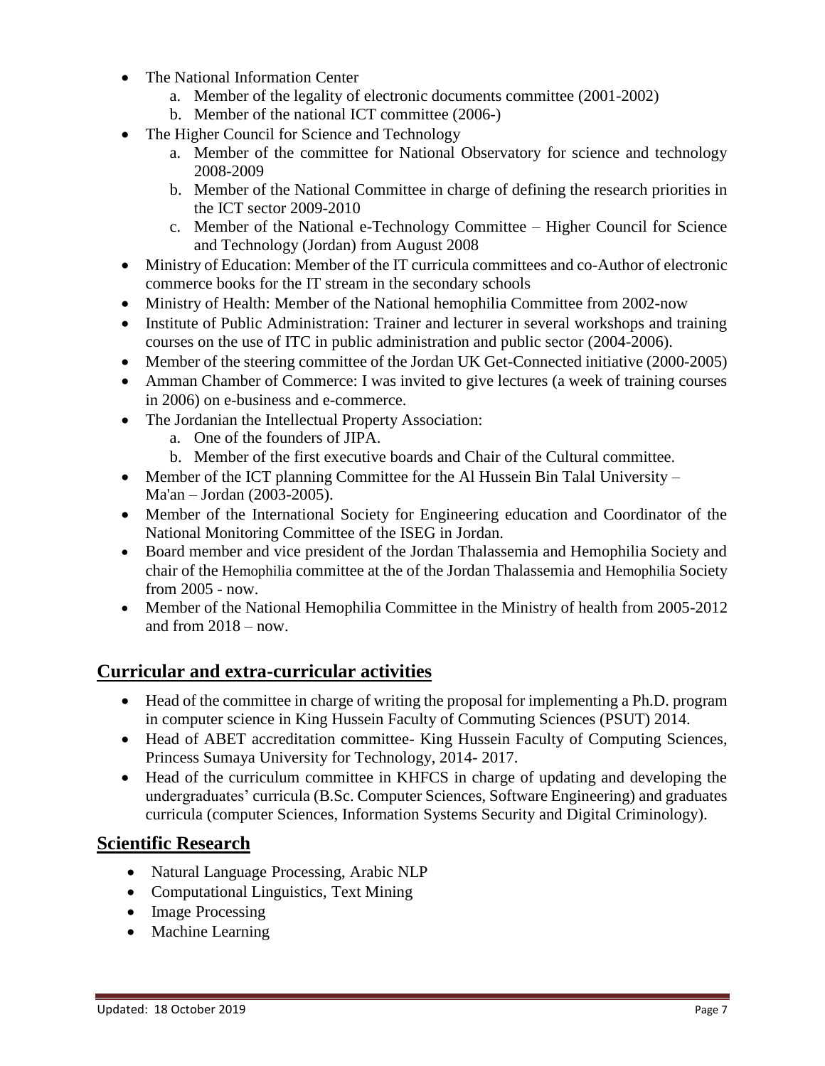- The National Information Center
    a. Member of the legality of electronic documents committee (2001-2002)
    b. Member of the national ICT committee (2006-)
- The Higher Council for Science and Technology
    a. Member of the committee for National Observatory for science and technology 2008-2009
    b. Member of the National Committee in charge of defining the research priorities in the ICT sector 2009-2010
    c. Member of the National e-Technology Committee – Higher Council for Science and Technology (Jordan) from August 2008
- Ministry of Education: Member of the IT curricula committees and co-Author of electronic commerce books for the IT stream in the secondary schools
- Ministry of Health: Member of the National hemophilia Committee from 2002-now
- Institute of Public Administration: Trainer and lecturer in several workshops and training courses on the use of ITC in public administration and public sector (2004-2006).
- Member of the steering committee of the Jordan UK Get-Connected initiative (2000-2005)
- Amman Chamber of Commerce: I was invited to give lectures (a week of training courses in 2006) on e-business and e-commerce.
- The Jordanian the Intellectual Property Association:
    a. One of the founders of JIPA.
    b. Member of the first executive boards and Chair of the Cultural committee.
- Member of the ICT planning Committee for the Al Hussein Bin Talal University – Ma'an – Jordan (2003-2005).
- Member of the International Society for Engineering education and Coordinator of the National Monitoring Committee of the ISEG in Jordan.
- Board member and vice president of the Jordan Thalassemia and Hemophilia Society and chair of the Hemophilia committee at the of the Jordan Thalassemia and Hemophilia Society from 2005 - now.
- Member of the National Hemophilia Committee in the Ministry of health from 2005-2012 and from 2018 – now.

## Curricular and extra-curricular activities

- Head of the committee in charge of writing the proposal for implementing a Ph.D. program in computer science in King Hussein Faculty of Commuting Sciences (PSUT) 2014.
- Head of ABET accreditation committee- King Hussein Faculty of Computing Sciences, Princess Sumaya University for Technology, 2014- 2017.
- Head of the curriculum committee in KHFCS in charge of updating and developing the undergraduates' curricula (B.Sc. Computer Sciences, Software Engineering) and graduates curricula (computer Sciences, Information Systems Security and Digital Criminology).

## Scientific Research

- Natural Language Processing, Arabic NLP
- Computational Linguistics, Text Mining
- Image Processing
- Machine Learning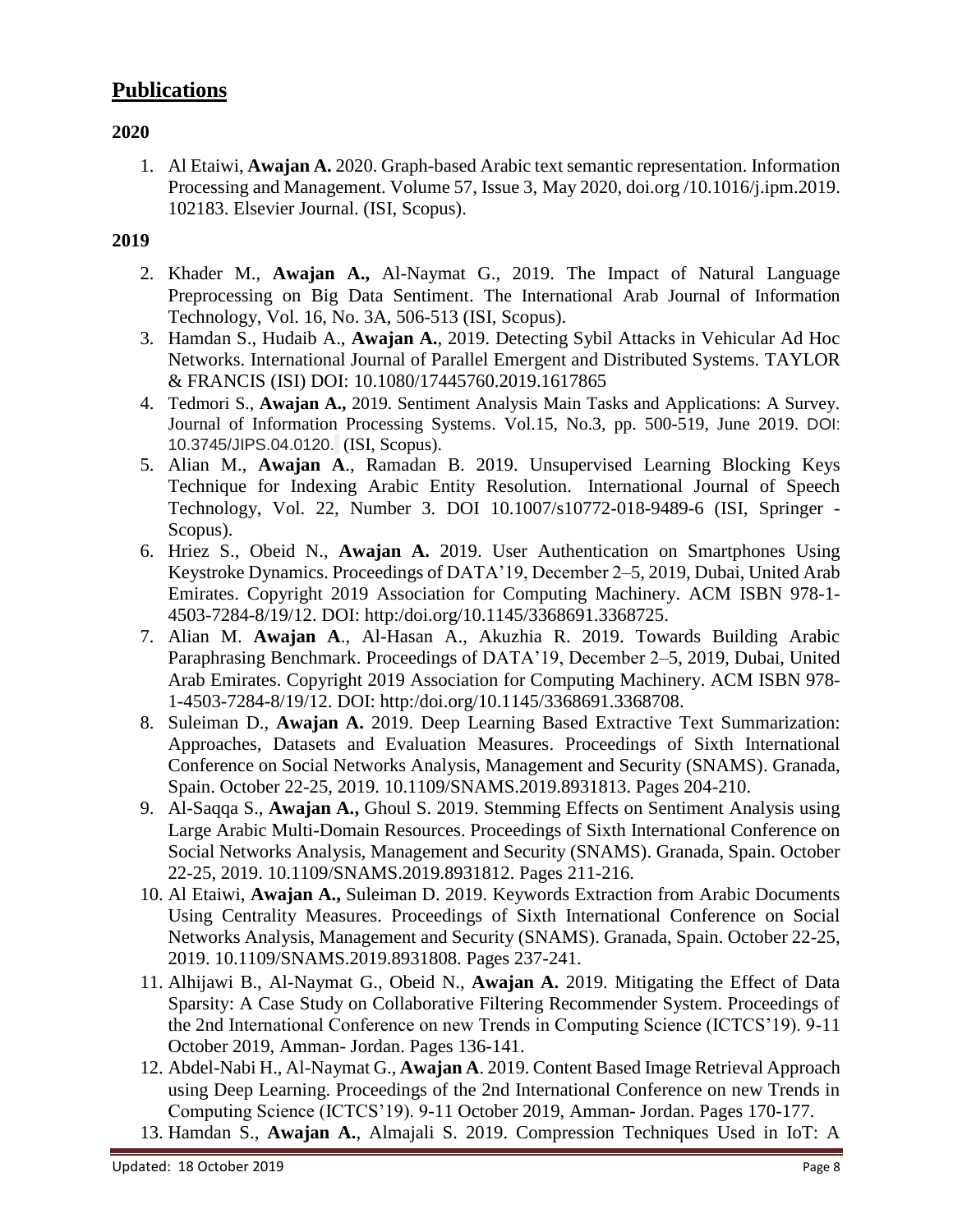## Publications

**2020**

1. Al Etaiwi, **Awajan A.** 2020. Graph-based Arabic text semantic representation. Information Processing and Management. Volume 57, Issue 3, May 2020, doi.org /10.1016/j.ipm.2019. 102183. Elsevier Journal. (ISI, Scopus).

**2019**

2. Khader M., **Awajan A.,** Al-Naymat G., 2019. The Impact of Natural Language Preprocessing on Big Data Sentiment. The International Arab Journal of Information Technology, Vol. 16, No. 3A, 506-513 (ISI, Scopus).
3. Hamdan S., Hudaib A., **Awajan A.**, 2019. Detecting Sybil Attacks in Vehicular Ad Hoc Networks. International Journal of Parallel Emergent and Distributed Systems. TAYLOR & FRANCIS (ISI) DOI: 10.1080/17445760.2019.1617865
4. Tedmori S., **Awajan A.,** 2019. Sentiment Analysis Main Tasks and Applications: A Survey. Journal of Information Processing Systems. Vol.15, No.3, pp. 500-519, June 2019. DOI: 10.3745/JIPS.04.0120. (ISI, Scopus).
5. Alian M., **Awajan A**., Ramadan B. 2019. Unsupervised Learning Blocking Keys Technique for Indexing Arabic Entity Resolution. International Journal of Speech Technology, Vol. 22, Number 3. DOI 10.1007/s10772-018-9489-6 (ISI, Springer - Scopus).
6. Hriez S., Obeid N., **Awajan A.** 2019. User Authentication on Smartphones Using Keystroke Dynamics. Proceedings of DATA'19, December 2–5, 2019, Dubai, United Arab Emirates. Copyright 2019 Association for Computing Machinery. ACM ISBN 978-1-4503-7284-8/19/12. DOI: http:/doi.org/10.1145/3368691.3368725.
7. Alian M. **Awajan A**., Al-Hasan A., Akuzhia R. 2019. Towards Building Arabic Paraphrasing Benchmark. Proceedings of DATA'19, December 2–5, 2019, Dubai, United Arab Emirates. Copyright 2019 Association for Computing Machinery. ACM ISBN 978-1-4503-7284-8/19/12. DOI: http:/doi.org/10.1145/3368691.3368708.
8. Suleiman D., **Awajan A.** 2019. Deep Learning Based Extractive Text Summarization: Approaches, Datasets and Evaluation Measures. Proceedings of Sixth International Conference on Social Networks Analysis, Management and Security (SNAMS). Granada, Spain. October 22-25, 2019. 10.1109/SNAMS.2019.8931813. Pages 204-210.
9. Al-Saqqa S., **Awajan A.,** Ghoul S. 2019. Stemming Effects on Sentiment Analysis using Large Arabic Multi-Domain Resources. Proceedings of Sixth International Conference on Social Networks Analysis, Management and Security (SNAMS). Granada, Spain. October 22-25, 2019. 10.1109/SNAMS.2019.8931812. Pages 211-216.
10. Al Etaiwi, **Awajan A.,** Suleiman D. 2019. Keywords Extraction from Arabic Documents Using Centrality Measures. Proceedings of Sixth International Conference on Social Networks Analysis, Management and Security (SNAMS). Granada, Spain. October 22-25, 2019. 10.1109/SNAMS.2019.8931808. Pages 237-241.
11. Alhijawi B., Al-Naymat G., Obeid N., **Awajan A.** 2019. Mitigating the Effect of Data Sparsity: A Case Study on Collaborative Filtering Recommender System. Proceedings of the 2nd International Conference on new Trends in Computing Science (ICTCS'19). 9-11 October 2019, Amman- Jordan. Pages 136-141.
12. Abdel-Nabi H., Al-Naymat G., **Awajan A**. 2019. Content Based Image Retrieval Approach using Deep Learning. Proceedings of the 2nd International Conference on new Trends in Computing Science (ICTCS'19). 9-11 October 2019, Amman- Jordan. Pages 170-177.
13. Hamdan S., **Awajan A.**, Almajali S. 2019. Compression Techniques Used in IoT: A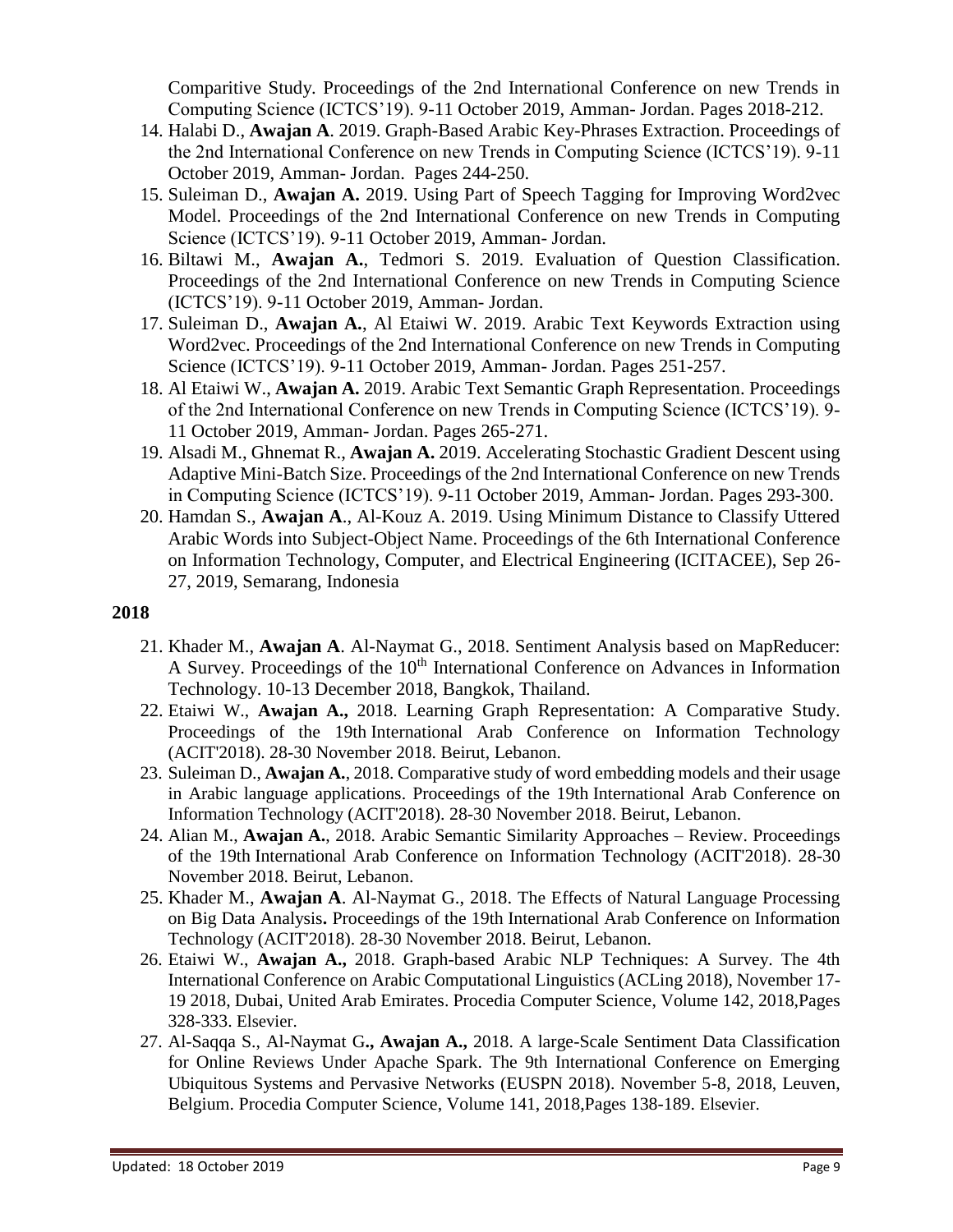Comparitive Study. Proceedings of the 2nd International Conference on new Trends in Computing Science (ICTCS'19). 9-11 October 2019, Amman- Jordan. Pages 2018-212.

14. Halabi D., **Awajan A**. 2019. Graph-Based Arabic Key-Phrases Extraction. Proceedings of the 2nd International Conference on new Trends in Computing Science (ICTCS'19). 9-11 October 2019, Amman- Jordan. Pages 244-250.
15. Suleiman D., **Awajan A.** 2019. Using Part of Speech Tagging for Improving Word2vec Model. Proceedings of the 2nd International Conference on new Trends in Computing Science (ICTCS'19). 9-11 October 2019, Amman- Jordan.
16. Biltawi M., **Awajan A.**, Tedmori S. 2019. Evaluation of Question Classification. Proceedings of the 2nd International Conference on new Trends in Computing Science (ICTCS'19). 9-11 October 2019, Amman- Jordan.
17. Suleiman D., **Awajan A.**, Al Etaiwi W. 2019. Arabic Text Keywords Extraction using Word2vec. Proceedings of the 2nd International Conference on new Trends in Computing Science (ICTCS'19). 9-11 October 2019, Amman- Jordan. Pages 251-257.
18. Al Etaiwi W., **Awajan A.** 2019. Arabic Text Semantic Graph Representation. Proceedings of the 2nd International Conference on new Trends in Computing Science (ICTCS'19). 9-11 October 2019, Amman- Jordan. Pages 265-271.
19. Alsadi M., Ghnemat R., **Awajan A.** 2019. Accelerating Stochastic Gradient Descent using Adaptive Mini-Batch Size. Proceedings of the 2nd International Conference on new Trends in Computing Science (ICTCS'19). 9-11 October 2019, Amman- Jordan. Pages 293-300.
20. Hamdan S., **Awajan A**., Al-Kouz A. 2019. Using Minimum Distance to Classify Uttered Arabic Words into Subject-Object Name. Proceedings of the 6th International Conference on Information Technology, Computer, and Electrical Engineering (ICITACEE), Sep 26-27, 2019, Semarang, Indonesia

**2018**

21. Khader M., **Awajan A**. Al-Naymat G., 2018. Sentiment Analysis based on MapReducer: A Survey. Proceedings of the 10th International Conference on Advances in Information Technology. 10-13 December 2018, Bangkok, Thailand.
22. Etaiwi W., **Awajan A.,** 2018. Learning Graph Representation: A Comparative Study. Proceedings of the 19th International Arab Conference on Information Technology (ACIT'2018). 28-30 November 2018. Beirut, Lebanon.
23. Suleiman D., **Awajan A.**, 2018. Comparative study of word embedding models and their usage in Arabic language applications. Proceedings of the 19th International Arab Conference on Information Technology (ACIT'2018). 28-30 November 2018. Beirut, Lebanon.
24. Alian M., **Awajan A.**, 2018. Arabic Semantic Similarity Approaches – Review. Proceedings of the 19th International Arab Conference on Information Technology (ACIT'2018). 28-30 November 2018. Beirut, Lebanon.
25. Khader M., **Awajan A**. Al-Naymat G., 2018. The Effects of Natural Language Processing on Big Data Analysis**.** Proceedings of the 19th International Arab Conference on Information Technology (ACIT'2018). 28-30 November 2018. Beirut, Lebanon.
26. Etaiwi W., **Awajan A.,** 2018. Graph-based Arabic NLP Techniques: A Survey. The 4th International Conference on Arabic Computational Linguistics (ACLing 2018), November 17-19 2018, Dubai, United Arab Emirates. Procedia Computer Science, Volume 142, 2018,Pages 328-333. Elsevier.
27. Al-Saqqa S., Al-Naymat G**., Awajan A.,** 2018. A large-Scale Sentiment Data Classification for Online Reviews Under Apache Spark. The 9th International Conference on Emerging Ubiquitous Systems and Pervasive Networks (EUSPN 2018). November 5-8, 2018, Leuven, Belgium. Procedia Computer Science, Volume 141, 2018,Pages 138-189. Elsevier.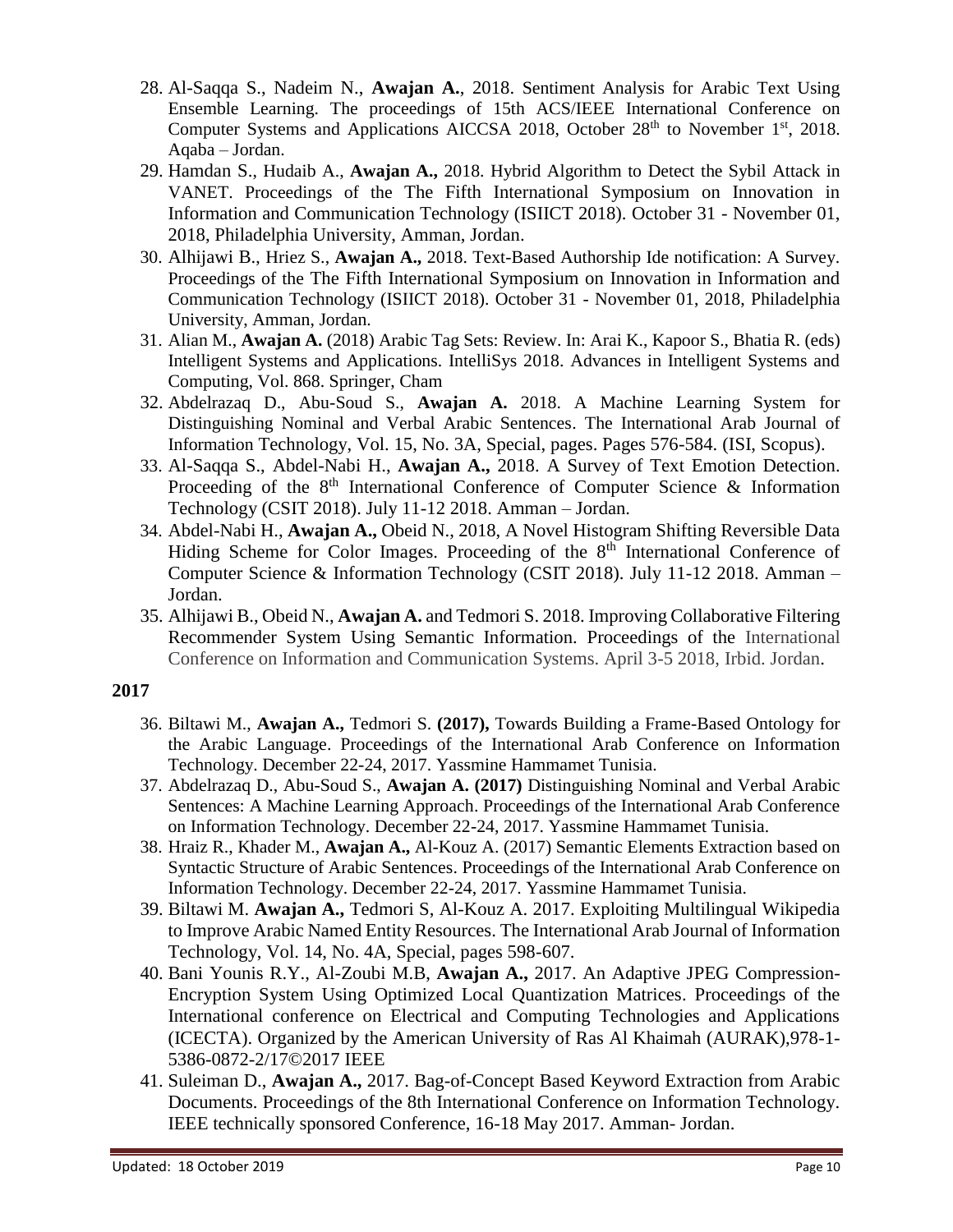28. Al-Saqqa S., Nadeim N., **Awajan A.**, 2018. Sentiment Analysis for Arabic Text Using Ensemble Learning. The proceedings of 15th ACS/IEEE International Conference on Computer Systems and Applications AICCSA 2018, October 28th to November 1st, 2018. Aqaba – Jordan.
29. Hamdan S., Hudaib A., **Awajan A.,** 2018. Hybrid Algorithm to Detect the Sybil Attack in VANET. Proceedings of the The Fifth International Symposium on Innovation in Information and Communication Technology (ISIICT 2018). October 31 - November 01, 2018, Philadelphia University, Amman, Jordan.
30. Alhijawi B., Hriez S., **Awajan A.,** 2018. Text-Based Authorship Ide notification: A Survey. Proceedings of the The Fifth International Symposium on Innovation in Information and Communication Technology (ISIICT 2018). October 31 - November 01, 2018, Philadelphia University, Amman, Jordan.
31. Alian M., **Awajan A.** (2018) Arabic Tag Sets: Review. In: Arai K., Kapoor S., Bhatia R. (eds) Intelligent Systems and Applications. IntelliSys 2018. Advances in Intelligent Systems and Computing, Vol. 868. Springer, Cham
32. Abdelrazaq D., Abu-Soud S., **Awajan A.** 2018. A Machine Learning System for Distinguishing Nominal and Verbal Arabic Sentences. The International Arab Journal of Information Technology, Vol. 15, No. 3A, Special, pages. Pages 576-584. (ISI, Scopus).
33. Al-Saqqa S., Abdel-Nabi H., **Awajan A.,** 2018. A Survey of Text Emotion Detection. Proceeding of the 8th International Conference of Computer Science & Information Technology (CSIT 2018). July 11-12 2018. Amman – Jordan.
34. Abdel-Nabi H., **Awajan A.,** Obeid N., 2018, A Novel Histogram Shifting Reversible Data Hiding Scheme for Color Images. Proceeding of the 8th International Conference of Computer Science & Information Technology (CSIT 2018). July 11-12 2018. Amman – Jordan.
35. Alhijawi B., Obeid N., **Awajan A.** and Tedmori S. 2018. Improving Collaborative Filtering Recommender System Using Semantic Information. Proceedings of the International Conference on Information and Communication Systems. April 3-5 2018, Irbid. Jordan.

**2017**

36. Biltawi M., **Awajan A.,** Tedmori S. **(2017),** Towards Building a Frame-Based Ontology for the Arabic Language. Proceedings of the International Arab Conference on Information Technology. December 22-24, 2017. Yassmine Hammamet Tunisia.
37. Abdelrazaq D., Abu-Soud S., **Awajan A. (2017)** Distinguishing Nominal and Verbal Arabic Sentences: A Machine Learning Approach. Proceedings of the International Arab Conference on Information Technology. December 22-24, 2017. Yassmine Hammamet Tunisia.
38. Hraiz R., Khader M., **Awajan A.,** Al-Kouz A. (2017) Semantic Elements Extraction based on Syntactic Structure of Arabic Sentences. Proceedings of the International Arab Conference on Information Technology. December 22-24, 2017. Yassmine Hammamet Tunisia.
39. Biltawi M. **Awajan A.,** Tedmori S, Al-Kouz A. 2017. Exploiting Multilingual Wikipedia to Improve Arabic Named Entity Resources. The International Arab Journal of Information Technology, Vol. 14, No. 4A, Special, pages 598-607.
40. Bani Younis R.Y., Al-Zoubi M.B, **Awajan A.,** 2017. An Adaptive JPEG Compression-Encryption System Using Optimized Local Quantization Matrices. Proceedings of the International conference on Electrical and Computing Technologies and Applications (ICECTA). Organized by the American University of Ras Al Khaimah (AURAK),978-1-5386-0872-2/17©2017 IEEE
41. Suleiman D., **Awajan A.,** 2017. Bag-of-Concept Based Keyword Extraction from Arabic Documents. Proceedings of the 8th International Conference on Information Technology. IEEE technically sponsored Conference, 16-18 May 2017. Amman- Jordan.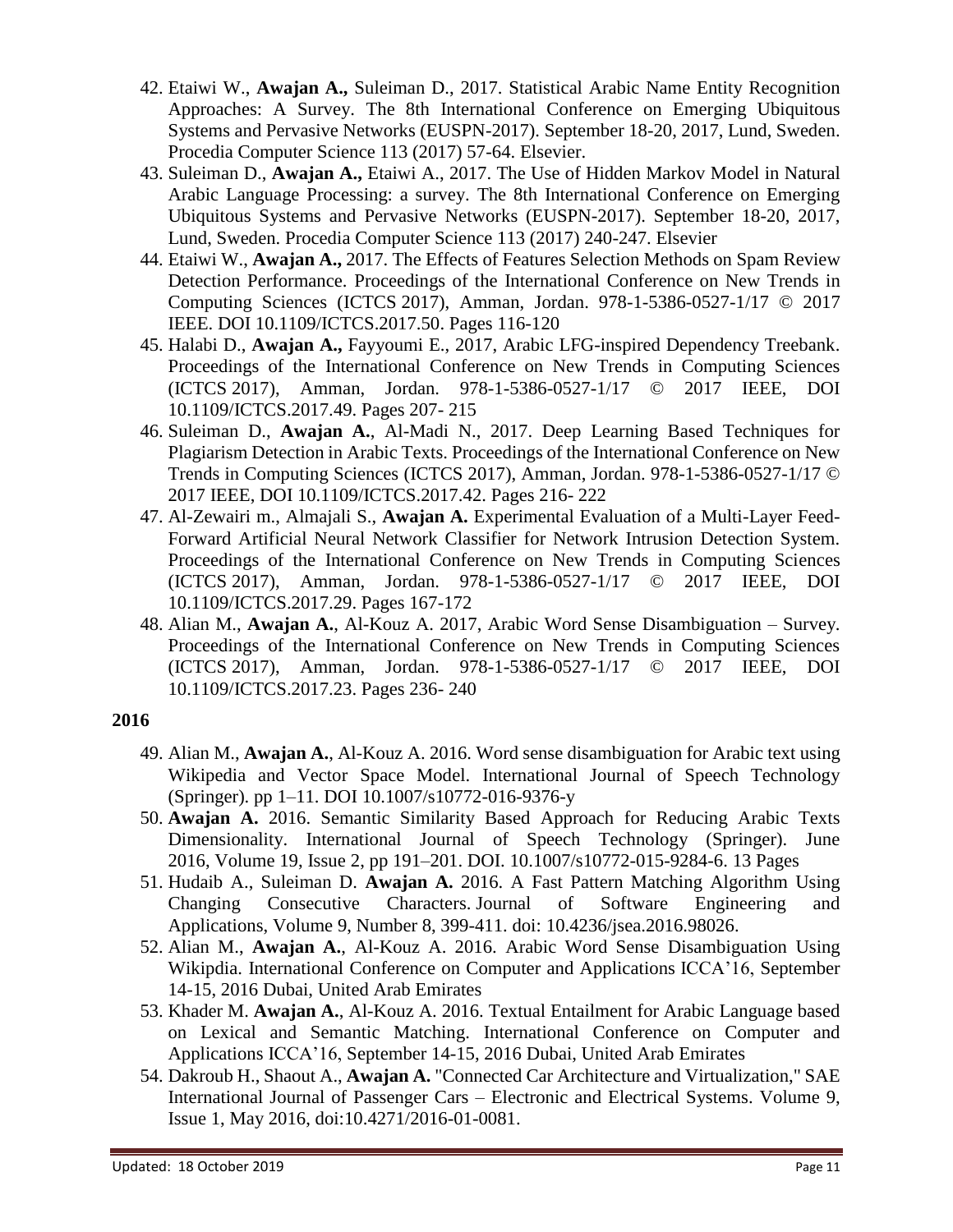42. Etaiwi W., **Awajan A.,** Suleiman D., 2017. Statistical Arabic Name Entity Recognition Approaches: A Survey. The 8th International Conference on Emerging Ubiquitous Systems and Pervasive Networks (EUSPN-2017). September 18-20, 2017, Lund, Sweden. Procedia Computer Science 113 (2017) 57-64. Elsevier.
43. Suleiman D., **Awajan A.,** Etaiwi A., 2017. The Use of Hidden Markov Model in Natural Arabic Language Processing: a survey. The 8th International Conference on Emerging Ubiquitous Systems and Pervasive Networks (EUSPN-2017). September 18-20, 2017, Lund, Sweden. Procedia Computer Science 113 (2017) 240-247. Elsevier
44. Etaiwi W., **Awajan A.,** 2017. The Effects of Features Selection Methods on Spam Review Detection Performance. Proceedings of the International Conference on New Trends in Computing Sciences (ICTCS 2017), Amman, Jordan. 978-1-5386-0527-1/17 © 2017 IEEE. DOI 10.1109/ICTCS.2017.50. Pages 116-120
45. Halabi D., **Awajan A.,** Fayyoumi E., 2017, Arabic LFG-inspired Dependency Treebank. Proceedings of the International Conference on New Trends in Computing Sciences (ICTCS 2017), Amman, Jordan. 978-1-5386-0527-1/17 © 2017 IEEE, DOI 10.1109/ICTCS.2017.49. Pages 207- 215
46. Suleiman D., **Awajan A.**, Al-Madi N., 2017. Deep Learning Based Techniques for Plagiarism Detection in Arabic Texts. Proceedings of the International Conference on New Trends in Computing Sciences (ICTCS 2017), Amman, Jordan. 978-1-5386-0527-1/17 © 2017 IEEE, DOI 10.1109/ICTCS.2017.42. Pages 216- 222
47. Al-Zewairi m., Almajali S., **Awajan A.** Experimental Evaluation of a Multi-Layer Feed-Forward Artificial Neural Network Classifier for Network Intrusion Detection System. Proceedings of the International Conference on New Trends in Computing Sciences (ICTCS 2017), Amman, Jordan. 978-1-5386-0527-1/17 © 2017 IEEE, DOI 10.1109/ICTCS.2017.29. Pages 167-172
48. Alian M., **Awajan A.**, Al-Kouz A. 2017, Arabic Word Sense Disambiguation – Survey. Proceedings of the International Conference on New Trends in Computing Sciences (ICTCS 2017), Amman, Jordan. 978-1-5386-0527-1/17 © 2017 IEEE, DOI 10.1109/ICTCS.2017.23. Pages 236- 240

**2016**

49. Alian M., **Awajan A.**, Al-Kouz A. 2016. Word sense disambiguation for Arabic text using Wikipedia and Vector Space Model. International Journal of Speech Technology (Springer). pp 1–11. DOI 10.1007/s10772-016-9376-y
50. **Awajan A.** 2016. Semantic Similarity Based Approach for Reducing Arabic Texts Dimensionality. International Journal of Speech Technology (Springer). June 2016, Volume 19, Issue 2, pp 191–201. DOI. 10.1007/s10772-015-9284-6. 13 Pages
51. Hudaib A., Suleiman D. **Awajan A.** 2016. A Fast Pattern Matching Algorithm Using Changing Consecutive Characters. Journal of Software Engineering and Applications, Volume 9, Number 8, 399-411. doi: 10.4236/jsea.2016.98026.
52. Alian M., **Awajan A.**, Al-Kouz A. 2016. Arabic Word Sense Disambiguation Using Wikipdia. International Conference on Computer and Applications ICCA'16, September 14-15, 2016 Dubai, United Arab Emirates
53. Khader M. **Awajan A.**, Al-Kouz A. 2016. Textual Entailment for Arabic Language based on Lexical and Semantic Matching. International Conference on Computer and Applications ICCA'16, September 14-15, 2016 Dubai, United Arab Emirates
54. Dakroub H., Shaout A., **Awajan A.** "Connected Car Architecture and Virtualization," SAE International Journal of Passenger Cars – Electronic and Electrical Systems. Volume 9, Issue 1, May 2016, doi:10.4271/2016-01-0081.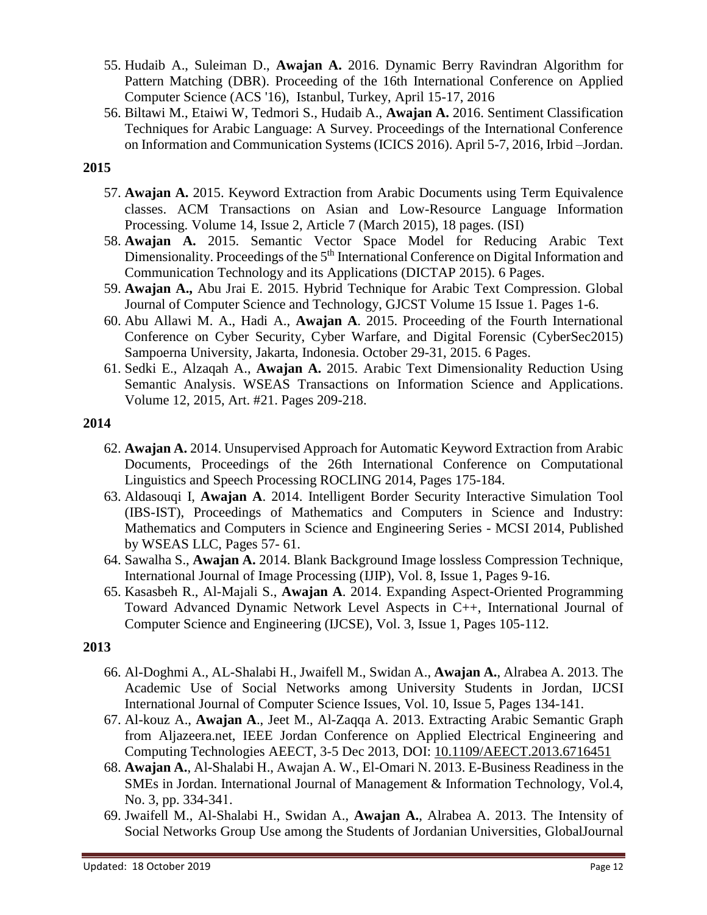55. Hudaib A., Suleiman D., **Awajan A.** 2016. Dynamic Berry Ravindran Algorithm for Pattern Matching (DBR). Proceeding of the 16th International Conference on Applied Computer Science (ACS '16), Istanbul, Turkey, April 15-17, 2016
56. Biltawi M., Etaiwi W, Tedmori S., Hudaib A., **Awajan A.** 2016. Sentiment Classification Techniques for Arabic Language: A Survey. Proceedings of the International Conference on Information and Communication Systems (ICICS 2016). April 5-7, 2016, Irbid –Jordan.

**2015**

57. **Awajan A.** 2015. Keyword Extraction from Arabic Documents using Term Equivalence classes. ACM Transactions on Asian and Low-Resource Language Information Processing. Volume 14, Issue 2, Article 7 (March 2015), 18 pages. (ISI)
58. **Awajan A.** 2015. Semantic Vector Space Model for Reducing Arabic Text Dimensionality. Proceedings of the 5th International Conference on Digital Information and Communication Technology and its Applications (DICTAP 2015). 6 Pages.
59. **Awajan A.,** Abu Jrai E. 2015. Hybrid Technique for Arabic Text Compression. Global Journal of Computer Science and Technology, GJCST Volume 15 Issue 1. Pages 1-6.
60. Abu Allawi M. A., Hadi A., **Awajan A**. 2015. Proceeding of the Fourth International Conference on Cyber Security, Cyber Warfare, and Digital Forensic (CyberSec2015) Sampoerna University, Jakarta, Indonesia. October 29-31, 2015. 6 Pages.
61. Sedki E., Alzaqah A., **Awajan A.** 2015. Arabic Text Dimensionality Reduction Using Semantic Analysis. WSEAS Transactions on Information Science and Applications. Volume 12, 2015, Art. #21. Pages 209-218.

**2014**

62. **Awajan A.** 2014. Unsupervised Approach for Automatic Keyword Extraction from Arabic Documents, Proceedings of the 26th International Conference on Computational Linguistics and Speech Processing ROCLING 2014, Pages 175-184.
63. Aldasouqi I, **Awajan A**. 2014. Intelligent Border Security Interactive Simulation Tool (IBS-IST), Proceedings of Mathematics and Computers in Science and Industry: Mathematics and Computers in Science and Engineering Series - MCSI 2014, Published by WSEAS LLC, Pages 57- 61.
64. Sawalha S., **Awajan A.** 2014. Blank Background Image lossless Compression Technique, International Journal of Image Processing (IJIP), Vol. 8, Issue 1, Pages 9-16.
65. Kasasbeh R., Al-Majali S., **Awajan A**. 2014. Expanding Aspect-Oriented Programming Toward Advanced Dynamic Network Level Aspects in C++, International Journal of Computer Science and Engineering (IJCSE), Vol. 3, Issue 1, Pages 105-112.

**2013**

66. Al-Doghmi A., AL-Shalabi H., Jwaifell M., Swidan A., **Awajan A.**, Alrabea A. 2013. The Academic Use of Social Networks among University Students in Jordan, IJCSI International Journal of Computer Science Issues, Vol. 10, Issue 5, Pages 134-141.
67. Al-kouz A., **Awajan A**., Jeet M., Al-Zaqqa A. 2013. Extracting Arabic Semantic Graph from Aljazeera.net, IEEE Jordan Conference on Applied Electrical Engineering and Computing Technologies AEECT, 3-5 Dec 2013, DOI: 10.1109/AEECT.2013.6716451
68. **Awajan A.**, Al-Shalabi H., Awajan A. W., El-Omari N. 2013. E-Business Readiness in the SMEs in Jordan. International Journal of Management & Information Technology, Vol.4, No. 3, pp. 334-341.
69. Jwaifell M., Al-Shalabi H., Swidan A., **Awajan A.**, Alrabea A. 2013. The Intensity of Social Networks Group Use among the Students of Jordanian Universities, GlobalJournal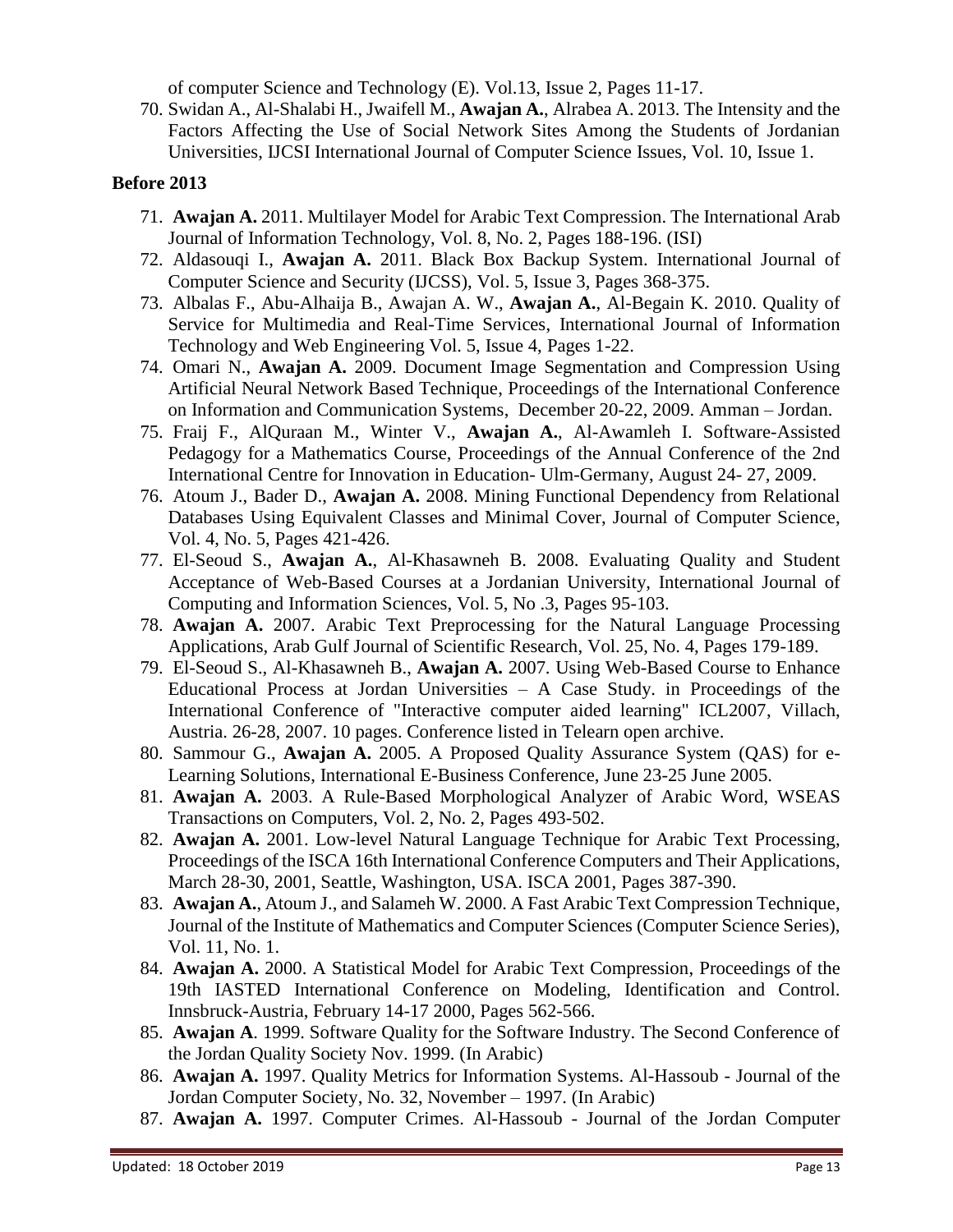of computer Science and Technology (E). Vol.13, Issue 2, Pages 11-17.

70. Swidan A., Al-Shalabi H., Jwaifell M., **Awajan A.**, Alrabea A. 2013. The Intensity and the Factors Affecting the Use of Social Network Sites Among the Students of Jordanian Universities, IJCSI International Journal of Computer Science Issues, Vol. 10, Issue 1.

**Before 2013**

71. **Awajan A.** 2011. Multilayer Model for Arabic Text Compression. The International Arab Journal of Information Technology, Vol. 8, No. 2, Pages 188-196. (ISI)
72. Aldasouqi I., **Awajan A.** 2011. Black Box Backup System. International Journal of Computer Science and Security (IJCSS), Vol. 5, Issue 3, Pages 368-375.
73. Albalas F., Abu-Alhaija B., Awajan A. W., **Awajan A.**, Al-Begain K. 2010. Quality of Service for Multimedia and Real-Time Services, International Journal of Information Technology and Web Engineering Vol. 5, Issue 4, Pages 1-22.
74. Omari N., **Awajan A.** 2009. Document Image Segmentation and Compression Using Artificial Neural Network Based Technique, Proceedings of the International Conference on Information and Communication Systems, December 20-22, 2009. Amman – Jordan.
75. Fraij F., AlQuraan M., Winter V., **Awajan A.**, Al-Awamleh I. Software-Assisted Pedagogy for a Mathematics Course, Proceedings of the Annual Conference of the 2nd International Centre for Innovation in Education- Ulm-Germany, August 24- 27, 2009.
76. Atoum J., Bader D., **Awajan A.** 2008. Mining Functional Dependency from Relational Databases Using Equivalent Classes and Minimal Cover, Journal of Computer Science, Vol. 4, No. 5, Pages 421-426.
77. El-Seoud S., **Awajan A.**, Al-Khasawneh B. 2008. Evaluating Quality and Student Acceptance of Web-Based Courses at a Jordanian University, International Journal of Computing and Information Sciences, Vol. 5, No .3, Pages 95-103.
78. **Awajan A.** 2007. Arabic Text Preprocessing for the Natural Language Processing Applications, Arab Gulf Journal of Scientific Research, Vol. 25, No. 4, Pages 179-189.
79. El-Seoud S., Al-Khasawneh B., **Awajan A.** 2007. Using Web-Based Course to Enhance Educational Process at Jordan Universities – A Case Study. in Proceedings of the International Conference of "Interactive computer aided learning" ICL2007, Villach, Austria. 26-28, 2007. 10 pages. Conference listed in Telearn open archive.
80. Sammour G., **Awajan A.** 2005. A Proposed Quality Assurance System (QAS) for e-Learning Solutions, International E-Business Conference, June 23-25 June 2005.
81. **Awajan A.** 2003. A Rule-Based Morphological Analyzer of Arabic Word, WSEAS Transactions on Computers, Vol. 2, No. 2, Pages 493-502.
82. **Awajan A.** 2001. Low-level Natural Language Technique for Arabic Text Processing, Proceedings of the ISCA 16th International Conference Computers and Their Applications, March 28-30, 2001, Seattle, Washington, USA. ISCA 2001, Pages 387-390.
83. **Awajan A.**, Atoum J., and Salameh W. 2000. A Fast Arabic Text Compression Technique, Journal of the Institute of Mathematics and Computer Sciences (Computer Science Series), Vol. 11, No. 1.
84. **Awajan A.** 2000. A Statistical Model for Arabic Text Compression, Proceedings of the 19th IASTED International Conference on Modeling, Identification and Control. Innsbruck-Austria, February 14-17 2000, Pages 562-566.
85. **Awajan A**. 1999. Software Quality for the Software Industry. The Second Conference of the Jordan Quality Society Nov. 1999. (In Arabic)
86. **Awajan A.** 1997. Quality Metrics for Information Systems. Al-Hassoub - Journal of the Jordan Computer Society, No. 32, November – 1997. (In Arabic)
87. **Awajan A.** 1997. Computer Crimes. Al-Hassoub - Journal of the Jordan Computer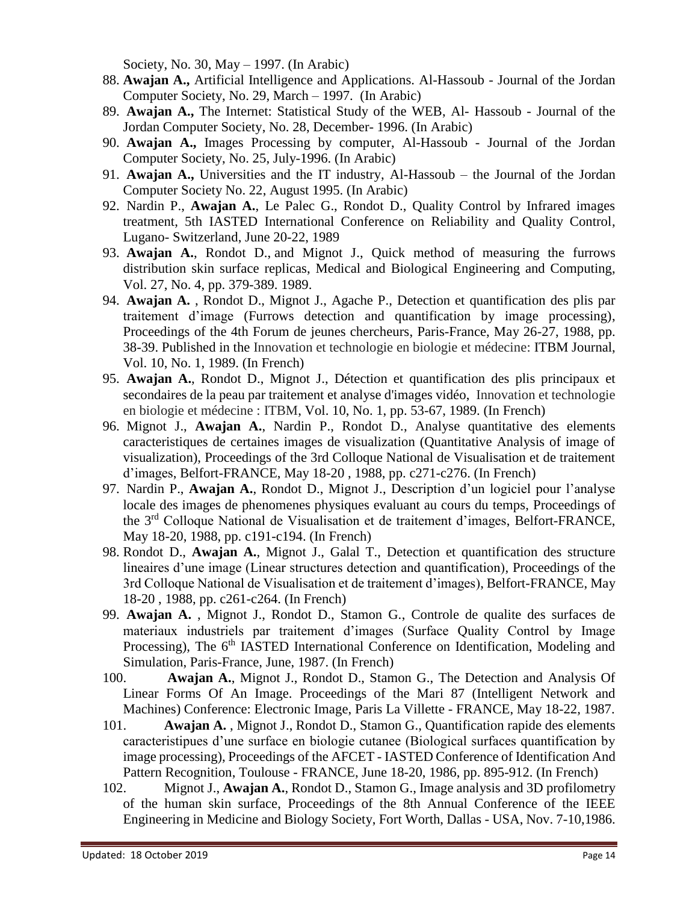Society, No. 30, May – 1997. (In Arabic)

88. **Awajan A.,** Artificial Intelligence and Applications. Al-Hassoub - Journal of the Jordan Computer Society, No. 29, March – 1997. (In Arabic)
89. **Awajan A.,** The Internet: Statistical Study of the WEB, Al- Hassoub - Journal of the Jordan Computer Society, No. 28, December- 1996. (In Arabic)
90. **Awajan A.,** Images Processing by computer, Al-Hassoub - Journal of the Jordan Computer Society, No. 25, July-1996. (In Arabic)
91. **Awajan A.,** Universities and the IT industry, Al-Hassoub – the Journal of the Jordan Computer Society No. 22, August 1995. (In Arabic)
92. Nardin P., **Awajan A.**, Le Palec G., Rondot D., Quality Control by Infrared images treatment, 5th IASTED International Conference on Reliability and Quality Control, Lugano- Switzerland, June 20-22, 1989
93. **Awajan A.**, Rondot D., and Mignot J., Quick method of measuring the furrows distribution skin surface replicas, Medical and Biological Engineering and Computing, Vol. 27, No. 4, pp. 379-389. 1989.
94. **Awajan A.** , Rondot D., Mignot J., Agache P., Detection et quantification des plis par traitement d'image (Furrows detection and quantification by image processing), Proceedings of the 4th Forum de jeunes chercheurs, Paris-France, May 26-27, 1988, pp. 38-39. Published in the Innovation et technologie en biologie et médecine: ITBM Journal, Vol. 10, No. 1, 1989. (In French)
95. **Awajan A.**, Rondot D., Mignot J., Détection et quantification des plis principaux et secondaires de la peau par traitement et analyse d'images vidéo, Innovation et technologie en biologie et médecine : ITBM, Vol. 10, No. 1, pp. 53-67, 1989. (In French)
96. Mignot J., **Awajan A.**, Nardin P., Rondot D., Analyse quantitative des elements caracteristiques de certaines images de visualization (Quantitative Analysis of image of visualization), Proceedings of the 3rd Colloque National de Visualisation et de traitement d'images, Belfort-FRANCE, May 18-20 , 1988, pp. c271-c276. (In French)
97. Nardin P., **Awajan A.**, Rondot D., Mignot J., Description d'un logiciel pour l'analyse locale des images de phenomenes physiques evaluant au cours du temps, Proceedings of the 3rd Colloque National de Visualisation et de traitement d'images, Belfort-FRANCE, May 18-20, 1988, pp. c191-c194. (In French)
98. Rondot D., **Awajan A.**, Mignot J., Galal T., Detection et quantification des structure lineaires d'une image (Linear structures detection and quantification), Proceedings of the 3rd Colloque National de Visualisation et de traitement d'images), Belfort-FRANCE, May 18-20 , 1988, pp. c261-c264. (In French)
99. **Awajan A.** , Mignot J., Rondot D., Stamon G., Controle de qualite des surfaces de materiaux industriels par traitement d'images (Surface Quality Control by Image Processing), The 6th IASTED International Conference on Identification, Modeling and Simulation, Paris-France, June, 1987. (In French)
100. **Awajan A.**, Mignot J., Rondot D., Stamon G., The Detection and Analysis Of Linear Forms Of An Image. Proceedings of the Mari 87 (Intelligent Network and Machines) Conference: Electronic Image, Paris La Villette - FRANCE, May 18-22, 1987.
101. **Awajan A.** , Mignot J., Rondot D., Stamon G., Quantification rapide des elements caracteristipues d'une surface en biologie cutanee (Biological surfaces quantification by image processing), Proceedings of the AFCET - IASTED Conference of Identification And Pattern Recognition, Toulouse - FRANCE, June 18-20, 1986, pp. 895-912. (In French)
102. Mignot J., **Awajan A.**, Rondot D., Stamon G., Image analysis and 3D profilometry of the human skin surface, Proceedings of the 8th Annual Conference of the IEEE Engineering in Medicine and Biology Society, Fort Worth, Dallas - USA, Nov. 7-10,1986.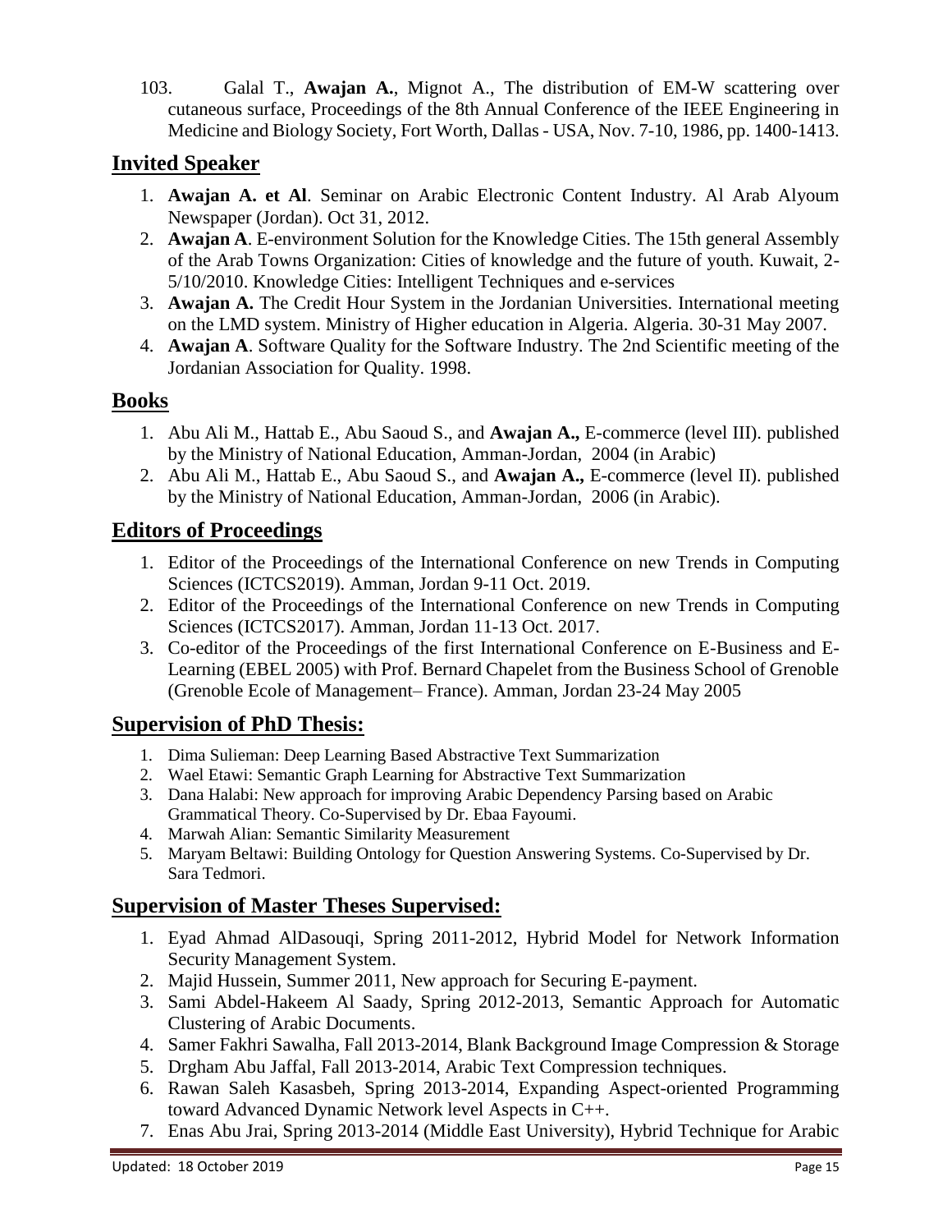103. Galal T., **Awajan A.**, Mignot A., The distribution of EM-W scattering over cutaneous surface, Proceedings of the 8th Annual Conference of the IEEE Engineering in Medicine and Biology Society, Fort Worth, Dallas - USA, Nov. 7-10, 1986, pp. 1400-1413.

## Invited Speaker

1. **Awajan A. et Al**. Seminar on Arabic Electronic Content Industry. Al Arab Alyoum Newspaper (Jordan). Oct 31, 2012.
2. **Awajan A**. E-environment Solution for the Knowledge Cities. The 15th general Assembly of the Arab Towns Organization: Cities of knowledge and the future of youth. Kuwait, 2-5/10/2010. Knowledge Cities: Intelligent Techniques and e-services
3. **Awajan A.** The Credit Hour System in the Jordanian Universities. International meeting on the LMD system. Ministry of Higher education in Algeria. Algeria. 30-31 May 2007.
4. **Awajan A**. Software Quality for the Software Industry. The 2nd Scientific meeting of the Jordanian Association for Quality. 1998.

## Books

1. Abu Ali M., Hattab E., Abu Saoud S., and **Awajan A.,** E-commerce (level III). published by the Ministry of National Education, Amman-Jordan, 2004 (in Arabic)
2. Abu Ali M., Hattab E., Abu Saoud S., and **Awajan A.,** E-commerce (level II). published by the Ministry of National Education, Amman-Jordan, 2006 (in Arabic).

## Editors of Proceedings

1. Editor of the Proceedings of the International Conference on new Trends in Computing Sciences (ICTCS2019). Amman, Jordan 9-11 Oct. 2019.
2. Editor of the Proceedings of the International Conference on new Trends in Computing Sciences (ICTCS2017). Amman, Jordan 11-13 Oct. 2017.
3. Co-editor of the Proceedings of the first International Conference on E-Business and E-Learning (EBEL 2005) with Prof. Bernard Chapelet from the Business School of Grenoble (Grenoble Ecole of Management– France). Amman, Jordan 23-24 May 2005

## Supervision of PhD Thesis:

1. Dima Sulieman: Deep Learning Based Abstractive Text Summarization
2. Wael Etawi: Semantic Graph Learning for Abstractive Text Summarization
3. Dana Halabi: New approach for improving Arabic Dependency Parsing based on Arabic Grammatical Theory. Co-Supervised by Dr. Ebaa Fayoumi.
4. Marwah Alian: Semantic Similarity Measurement
5. Maryam Beltawi: Building Ontology for Question Answering Systems. Co-Supervised by Dr. Sara Tedmori.

## Supervision of Master Theses Supervised:

1. Eyad Ahmad AlDasouqi, Spring 2011-2012, Hybrid Model for Network Information Security Management System.
2. Majid Hussein, Summer 2011, New approach for Securing E-payment.
3. Sami Abdel-Hakeem Al Saady, Spring 2012-2013, Semantic Approach for Automatic Clustering of Arabic Documents.
4. Samer Fakhri Sawalha, Fall 2013-2014, Blank Background Image Compression & Storage
5. Drgham Abu Jaffal, Fall 2013-2014, Arabic Text Compression techniques.
6. Rawan Saleh Kasasbeh, Spring 2013-2014, Expanding Aspect-oriented Programming toward Advanced Dynamic Network level Aspects in C++.
7. Enas Abu Jrai, Spring 2013-2014 (Middle East University), Hybrid Technique for Arabic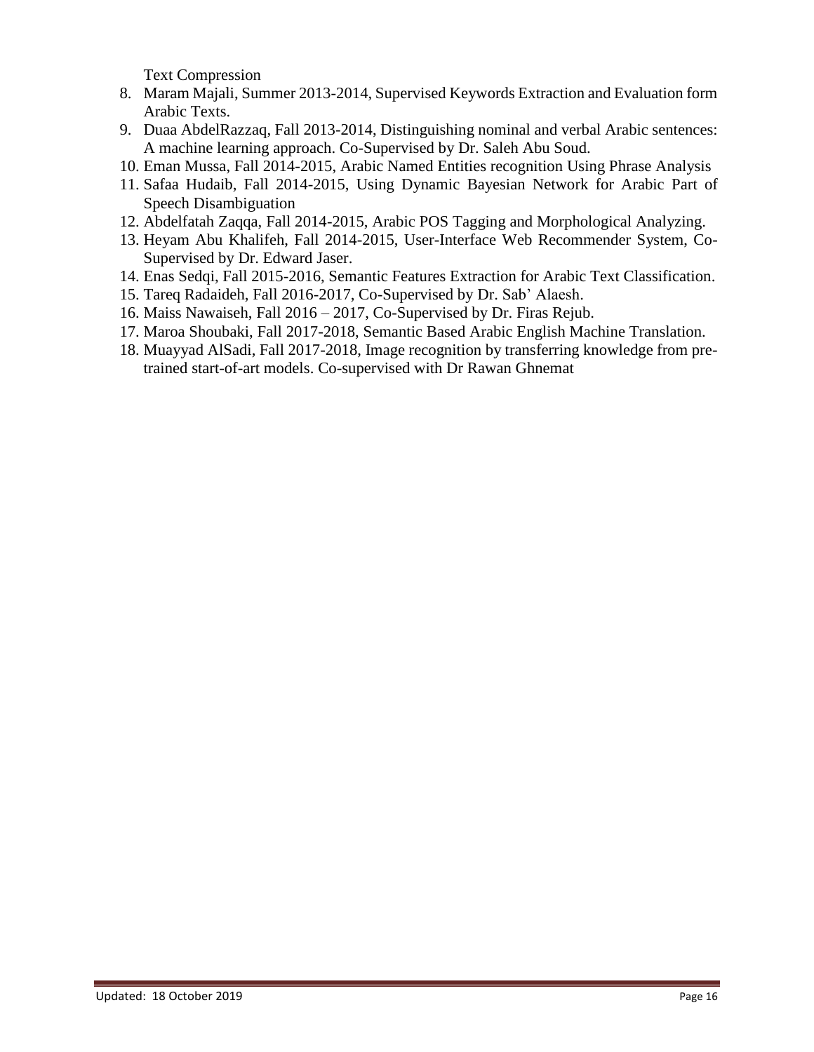Text Compression

8. Maram Majali, Summer 2013-2014, Supervised Keywords Extraction and Evaluation form Arabic Texts.
9. Duaa AbdelRazzaq, Fall 2013-2014, Distinguishing nominal and verbal Arabic sentences: A machine learning approach. Co-Supervised by Dr. Saleh Abu Soud.
10. Eman Mussa, Fall 2014-2015, Arabic Named Entities recognition Using Phrase Analysis
11. Safaa Hudaib, Fall 2014-2015, Using Dynamic Bayesian Network for Arabic Part of Speech Disambiguation
12. Abdelfatah Zaqqa, Fall 2014-2015, Arabic POS Tagging and Morphological Analyzing.
13. Heyam Abu Khalifeh, Fall 2014-2015, User-Interface Web Recommender System, Co-Supervised by Dr. Edward Jaser.
14. Enas Sedqi, Fall 2015-2016, Semantic Features Extraction for Arabic Text Classification.
15. Tareq Radaideh, Fall 2016-2017, Co-Supervised by Dr. Sab' Alaesh.
16. Maiss Nawaiseh, Fall 2016 – 2017, Co-Supervised by Dr. Firas Rejub.
17. Maroa Shoubaki, Fall 2017-2018, Semantic Based Arabic English Machine Translation.
18. Muayyad AlSadi, Fall 2017-2018, Image recognition by transferring knowledge from pre-trained start-of-art models. Co-supervised with Dr Rawan Ghnemat

Updated: 18 October 2019